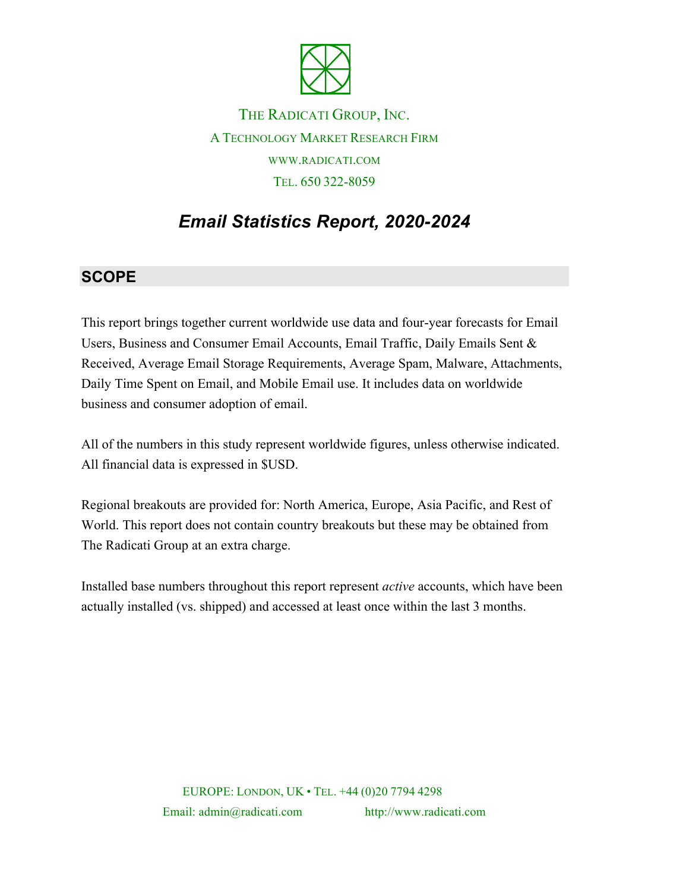THE RADICATI GROUP, INC.

A TECHNOLOGY MARKET RESEARCH FIRM

WWW.RADICATI.COM

TEL. 650 322-8059

# *Email Statistics Report, 2020-2024*

## SCOPE

This report brings together current worldwide use data and four-year forecasts for Email Users, Business and Consumer Email Accounts, Email Traffic, Daily Emails Sent & Received, Average Email Storage Requirements, Average Spam, Malware, Attachments, Daily Time Spent on Email, and Mobile Email use. It includes data on worldwide business and consumer adoption of email.

All of the numbers in this study represent worldwide figures, unless otherwise indicated. All financial data is expressed in $USD.

Regional breakouts are provided for: North America, Europe, Asia Pacific, and Rest of World. This report does not contain country breakouts but these may be obtained from The Radicati Group at an extra charge.

Installed base numbers throughout this report represent *active* accounts, which have been actually installed (vs. shipped) and accessed at least once within the last 3 months.

EUROPE: LONDON, UK • TEL. +44 (0)20 7794 4298

Email: admin@radicati.com http://www.radicati.com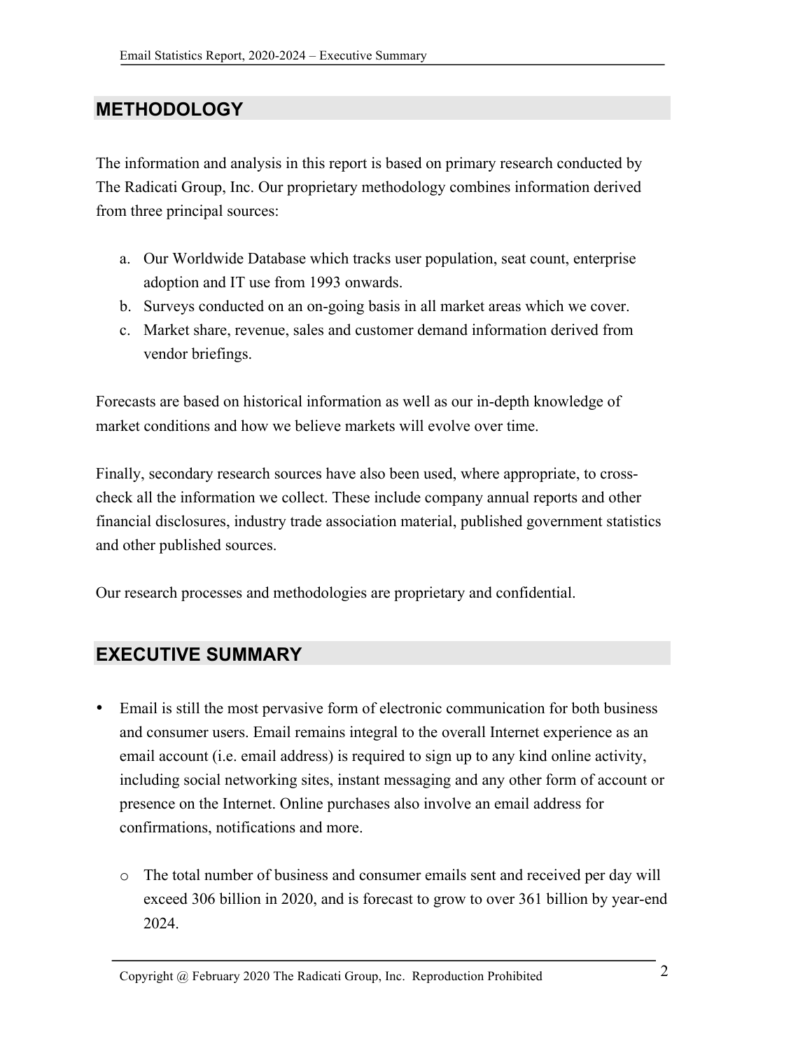## METHODOLOGY

The information and analysis in this report is based on primary research conducted by The Radicati Group, Inc. Our proprietary methodology combines information derived from three principal sources:

a. Our Worldwide Database which tracks user population, seat count, enterprise adoption and IT use from 1993 onwards.
b. Surveys conducted on an on-going basis in all market areas which we cover.
c. Market share, revenue, sales and customer demand information derived from vendor briefings.

Forecasts are based on historical information as well as our in-depth knowledge of market conditions and how we believe markets will evolve over time.

Finally, secondary research sources have also been used, where appropriate, to cross-check all the information we collect. These include company annual reports and other financial disclosures, industry trade association material, published government statistics and other published sources.

Our research processes and methodologies are proprietary and confidential.

## EXECUTIVE SUMMARY

- Email is still the most pervasive form of electronic communication for both business and consumer users. Email remains integral to the overall Internet experience as an email account (i.e. email address) is required to sign up to any kind online activity, including social networking sites, instant messaging and any other form of account or presence on the Internet. Online purchases also involve an email address for confirmations, notifications and more.

  - The total number of business and consumer emails sent and received per day will exceed 306 billion in 2020, and is forecast to grow to over 361 billion by year-end 2024.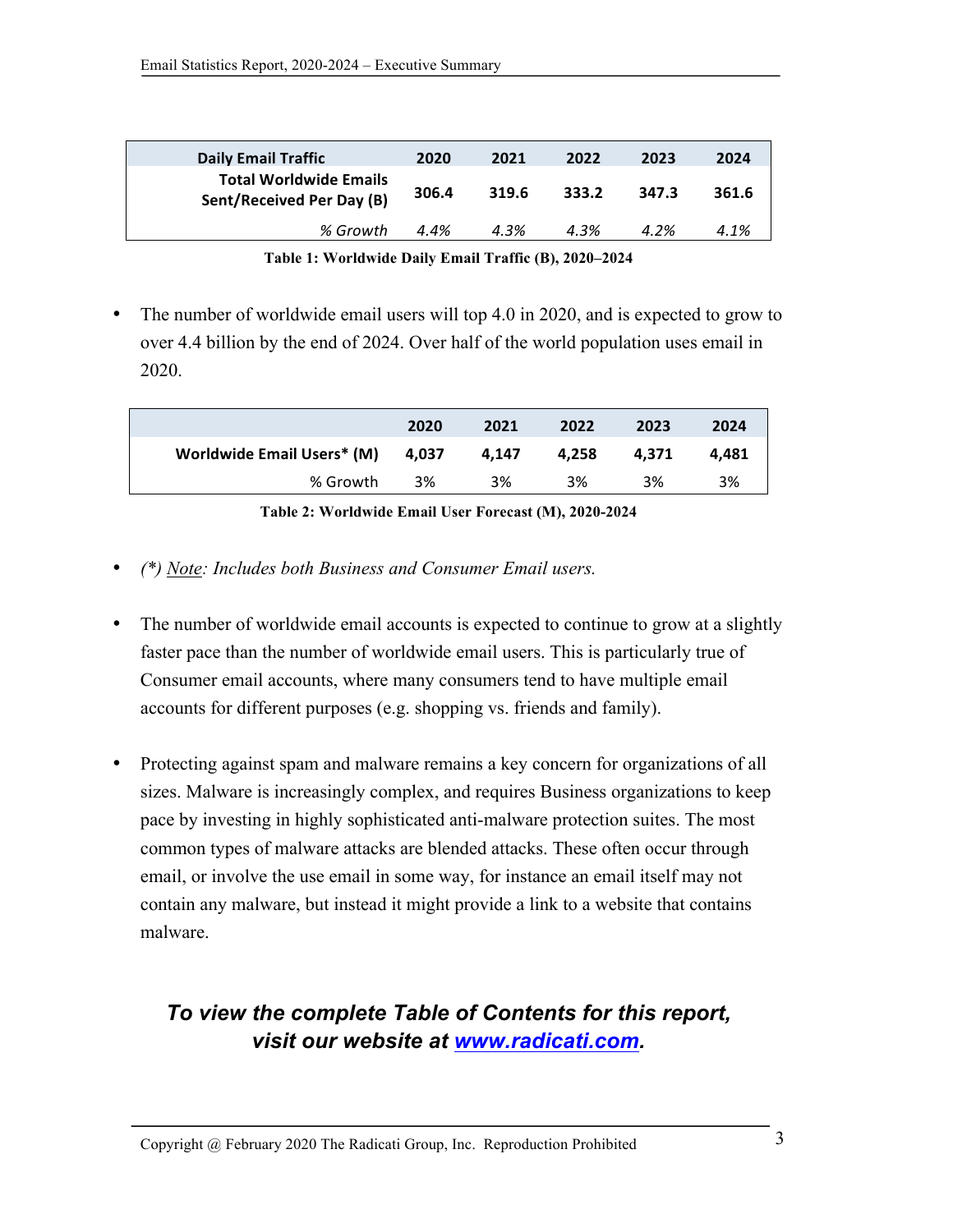| Daily Email Traffic | 2020 | 2021 | 2022 | 2023 | 2024 |
|---|---|---|---|---|---|
| **Total Worldwide Emails Sent/Received Per Day (B)** | **306.4** | **319.6** | **333.2** | **347.3** | **361.6** |
| *% Growth* | *4.4%* | *4.3%* | *4.3%* | *4.2%* | *4.1%* |

**Table 1: Worldwide Daily Email Traffic (B), 2020–2024**

- The number of worldwide email users will top 4.0 in 2020, and is expected to grow to over 4.4 billion by the end of 2024. Over half of the world population uses email in 2020.

| | 2020 | 2021 | 2022 | 2023 | 2024 |
|---|---|---|---|---|---|
| **Worldwide Email Users* (M)** | **4,037** | **4,147** | **4,258** | **4,371** | **4,481** |
| % Growth | 3% | 3% | 3% | 3% | 3% |

**Table 2: Worldwide Email User Forecast (M), 2020-2024**

- *(*) Note: Includes both Business and Consumer Email users.*

- The number of worldwide email accounts is expected to continue to grow at a slightly faster pace than the number of worldwide email users. This is particularly true of Consumer email accounts, where many consumers tend to have multiple email accounts for different purposes (e.g. shopping vs. friends and family).

- Protecting against spam and malware remains a key concern for organizations of all sizes. Malware is increasingly complex, and requires Business organizations to keep pace by investing in highly sophisticated anti-malware protection suites. The most common types of malware attacks are blended attacks. These often occur through email, or involve the use email in some way, for instance an email itself may not contain any malware, but instead it might provide a link to a website that contains malware.

***To view the complete Table of Contents for this report, visit our website at [www.radicati.com](http://www.radicati.com).***

Copyright @ February 2020 The Radicati Group, Inc. Reproduction Prohibited